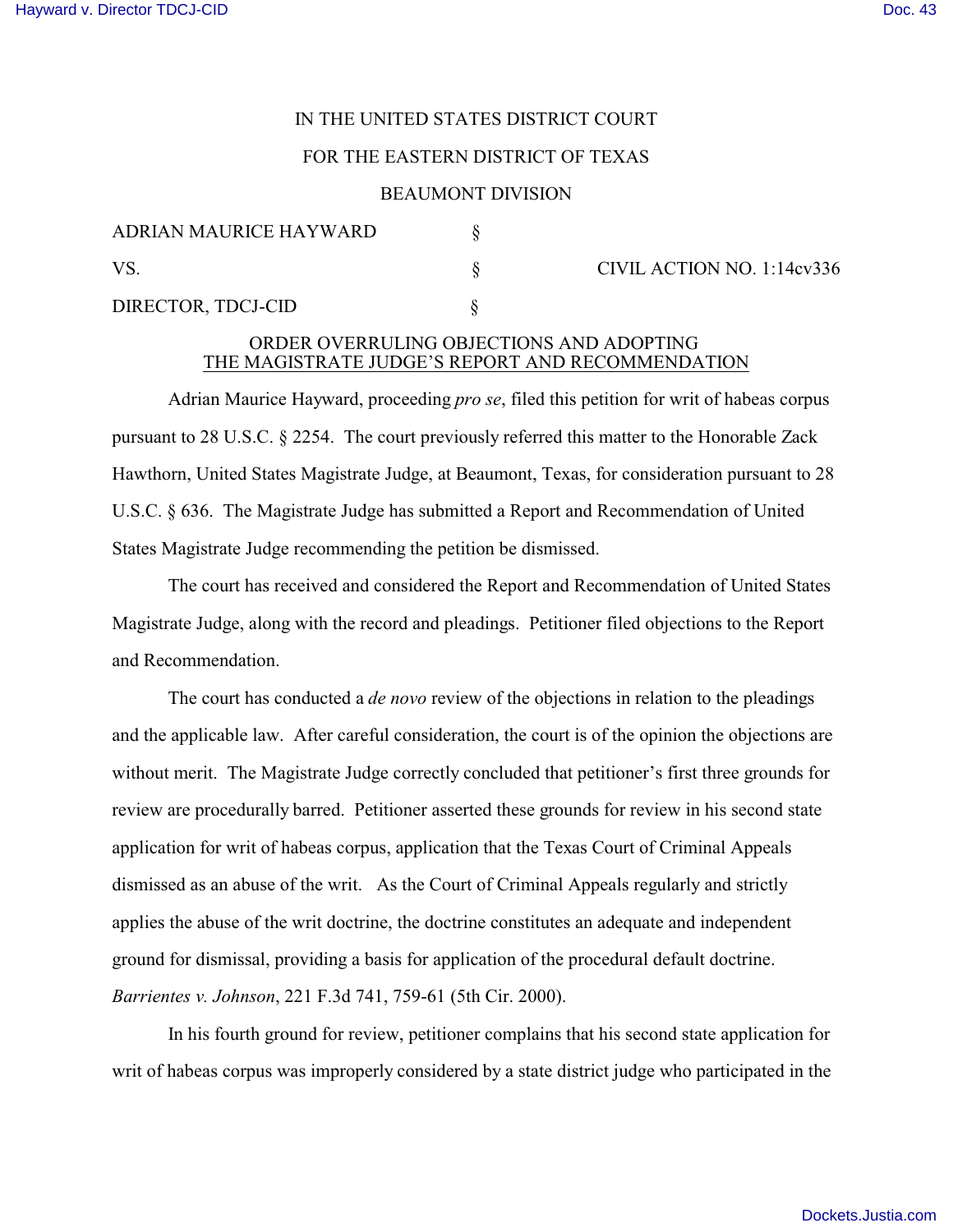IN THE UNITED STATES DISTRICT COURT

FOR THE EASTERN DISTRICT OF TEXAS

BEAUMONT DIVISION

| | | |
|---|---|---|
| ADRIAN MAURICE HAYWARD | § | |
| VS. | § | CIVIL ACTION NO. 1:14cv336 |
| DIRECTOR, TDCJ-CID | § | |

ORDER OVERRULING OBJECTIONS AND ADOPTING THE MAGISTRATE JUDGE'S REPORT AND RECOMMENDATION

Adrian Maurice Hayward, proceeding *pro se*, filed this petition for writ of habeas corpus pursuant to 28 U.S.C. § 2254. The court previously referred this matter to the Honorable Zack Hawthorn, United States Magistrate Judge, at Beaumont, Texas, for consideration pursuant to 28 U.S.C. § 636. The Magistrate Judge has submitted a Report and Recommendation of United States Magistrate Judge recommending the petition be dismissed.

The court has received and considered the Report and Recommendation of United States Magistrate Judge, along with the record and pleadings. Petitioner filed objections to the Report and Recommendation.

The court has conducted a *de novo* review of the objections in relation to the pleadings and the applicable law. After careful consideration, the court is of the opinion the objections are without merit. The Magistrate Judge correctly concluded that petitioner's first three grounds for review are procedurally barred. Petitioner asserted these grounds for review in his second state application for writ of habeas corpus, application that the Texas Court of Criminal Appeals dismissed as an abuse of the writ. As the Court of Criminal Appeals regularly and strictly applies the abuse of the writ doctrine, the doctrine constitutes an adequate and independent ground for dismissal, providing a basis for application of the procedural default doctrine. *Barrientes v. Johnson*, 221 F.3d 741, 759-61 (5th Cir. 2000).

In his fourth ground for review, petitioner complains that his second state application for writ of habeas corpus was improperly considered by a state district judge who participated in the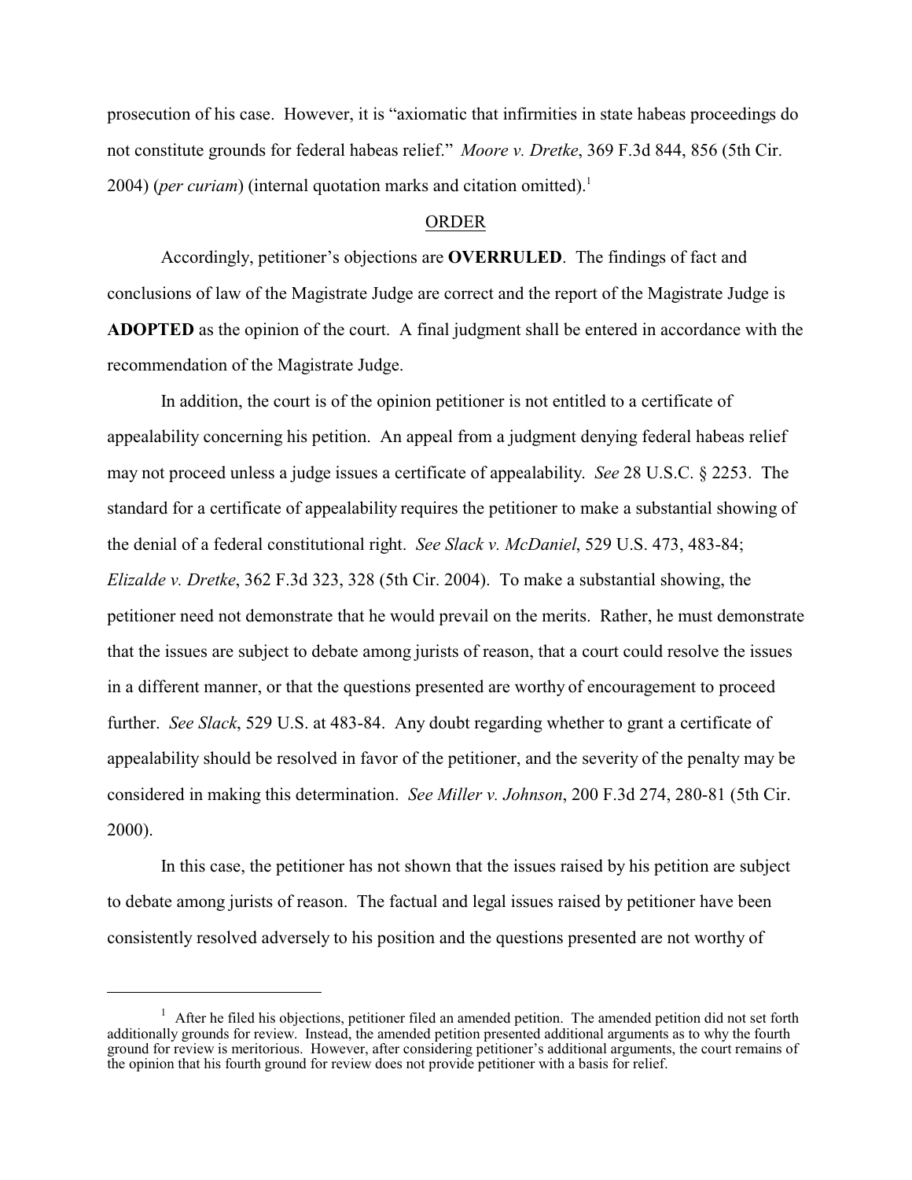prosecution of his case. However, it is "axiomatic that infirmities in state habeas proceedings do not constitute grounds for federal habeas relief." *Moore v. Dretke*, 369 F.3d 844, 856 (5th Cir. 2004) (*per curiam*) (internal quotation marks and citation omitted).[1]

## ORDER

Accordingly, petitioner's objections are **OVERRULED**. The findings of fact and conclusions of law of the Magistrate Judge are correct and the report of the Magistrate Judge is **ADOPTED** as the opinion of the court. A final judgment shall be entered in accordance with the recommendation of the Magistrate Judge.

In addition, the court is of the opinion petitioner is not entitled to a certificate of appealability concerning his petition. An appeal from a judgment denying federal habeas relief may not proceed unless a judge issues a certificate of appealability. *See* 28 U.S.C. § 2253. The standard for a certificate of appealability requires the petitioner to make a substantial showing of the denial of a federal constitutional right. *See Slack v. McDaniel*, 529 U.S. 473, 483-84; *Elizalde v. Dretke*, 362 F.3d 323, 328 (5th Cir. 2004). To make a substantial showing, the petitioner need not demonstrate that he would prevail on the merits. Rather, he must demonstrate that the issues are subject to debate among jurists of reason, that a court could resolve the issues in a different manner, or that the questions presented are worthy of encouragement to proceed further. *See Slack*, 529 U.S. at 483-84. Any doubt regarding whether to grant a certificate of appealability should be resolved in favor of the petitioner, and the severity of the penalty may be considered in making this determination. *See Miller v. Johnson*, 200 F.3d 274, 280-81 (5th Cir. 2000).

In this case, the petitioner has not shown that the issues raised by his petition are subject to debate among jurists of reason. The factual and legal issues raised by petitioner have been consistently resolved adversely to his position and the questions presented are not worthy of

---

[1] After he filed his objections, petitioner filed an amended petition. The amended petition did not set forth additionally grounds for review. Instead, the amended petition presented additional arguments as to why the fourth ground for review is meritorious. However, after considering petitioner's additional arguments, the court remains of the opinion that his fourth ground for review does not provide petitioner with a basis for relief.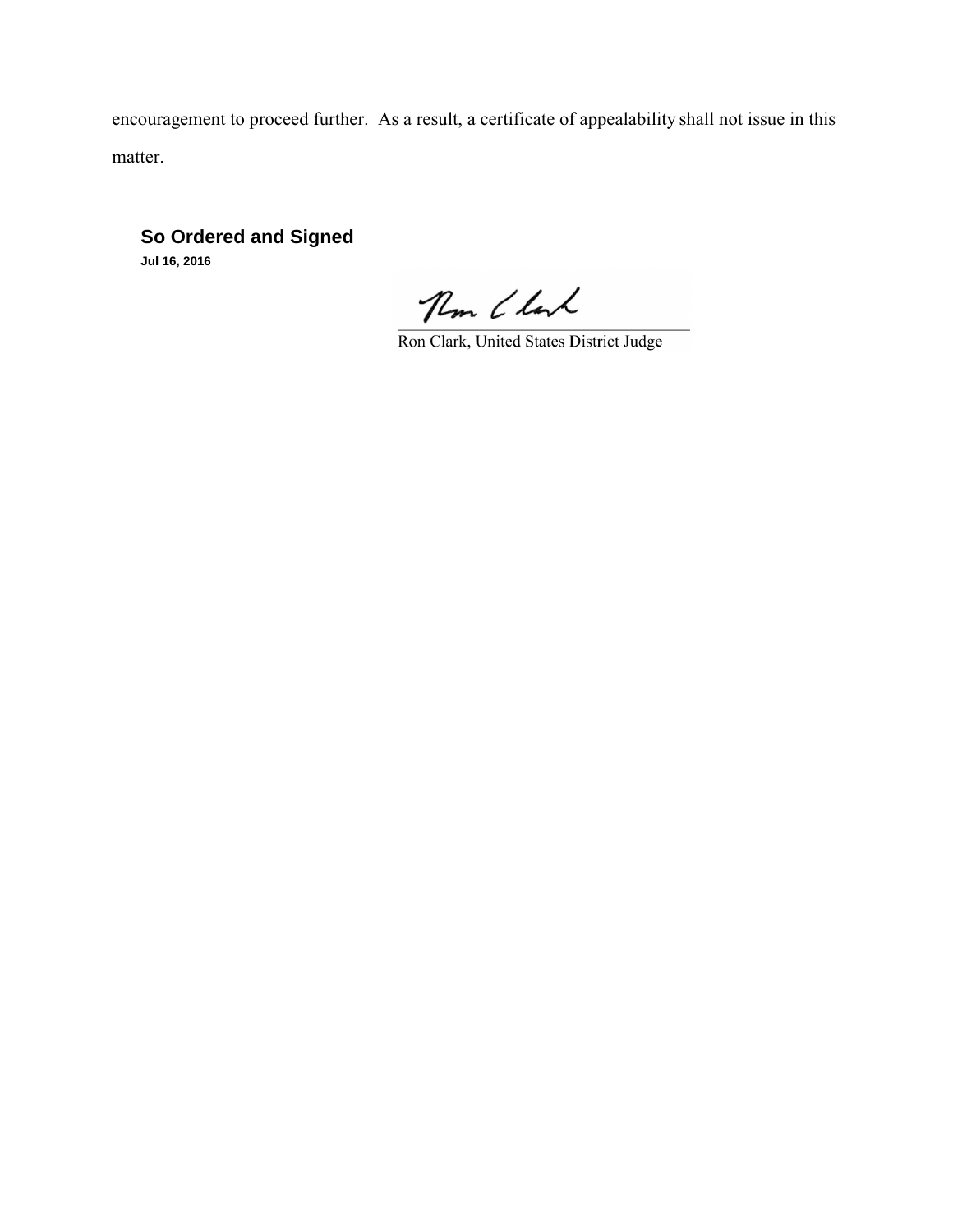encouragement to proceed further. As a result, a certificate of appealability shall not issue in this matter.

**So Ordered and Signed**

**Jul 16, 2016**

Ron Clark, United States District Judge